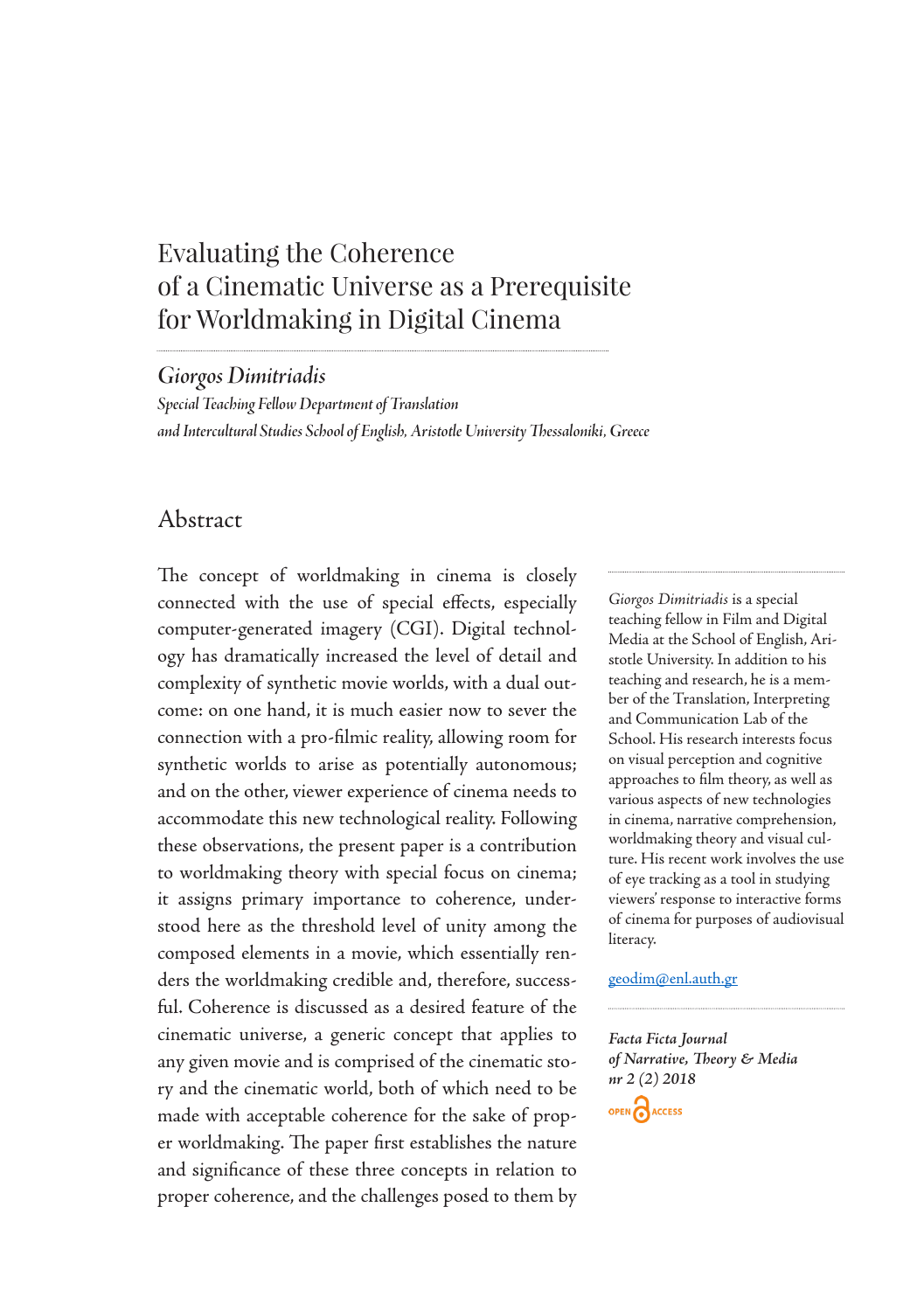# Evaluating the Coherence of a Cinematic Universe as a Prerequisite for Worldmaking in Digital Cinema

## *Giorgos Dimitriadis*

*Special Teaching Fellow Department of Translation and Intercultural Studies School of English, Aristotle University Thessaloniki, Greece*

## Abstract

The concept of worldmaking in cinema is closely connected with the use of special effects, especially computer-generated imagery (CGI). Digital technology has dramatically increased the level of detail and complexity of synthetic movie worlds, with a dual outcome: on one hand, it is much easier now to sever the connection with a pro-filmic reality, allowing room for synthetic worlds to arise as potentially autonomous; and on the other, viewer experience of cinema needs to accommodate this new technological reality. Following these observations, the present paper is a contribution to worldmaking theory with special focus on cinema; it assigns primary importance to coherence, understood here as the threshold level of unity among the composed elements in a movie, which essentially renders the worldmaking credible and, therefore, successful. Coherence is discussed as a desired feature of the cinematic universe, a generic concept that applies to any given movie and is comprised of the cinematic story and the cinematic world, both of which need to be made with acceptable coherence for the sake of proper worldmaking. The paper first establishes the nature and significance of these three concepts in relation to proper coherence, and the challenges posed to them by

---

*Giorgos Dimitriadis* is a special teaching fellow in Film and Digital Media at the School of English, Aristotle University. In addition to his teaching and research, he is a member of the Translation, Interpreting and Communication Lab of the School. His research interests focus on visual perception and cognitive approaches to film theory, as well as various aspects of new technologies in cinema, narrative comprehension, worldmaking theory and visual culture. His recent work involves the use of eye tracking as a tool in studying viewers' response to interactive forms of cinema for purposes of audiovisual literacy.

geodim@enl.auth.gr

---

***Facta Ficta Journal of Narrative, Theory & Media nr 2 (2) 2018***

OPEN ACCESS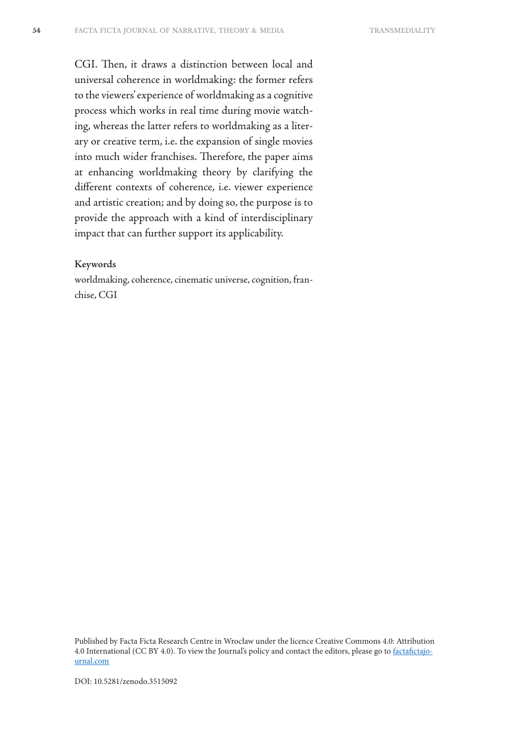CGI. Then, it draws a distinction between local and universal coherence in worldmaking: the former refers to the viewers' experience of worldmaking as a cognitive process which works in real time during movie watching, whereas the latter refers to worldmaking as a literary or creative term, i.e. the expansion of single movies into much wider franchises. Therefore, the paper aims at enhancing worldmaking theory by clarifying the different contexts of coherence, i.e. viewer experience and artistic creation; and by doing so, the purpose is to provide the approach with a kind of interdisciplinary impact that can further support its applicability.

**Keywords**

worldmaking, coherence, cinematic universe, cognition, franchise, CGI

Published by Facta Ficta Research Centre in Wrocław under the licence Creative Commons 4.0: Attribution 4.0 International (CC BY 4.0). To view the Journal's policy and contact the editors, please go to [factafictajournal.com](factafictajournal.com)

DOI: 10.5281/zenodo.3515092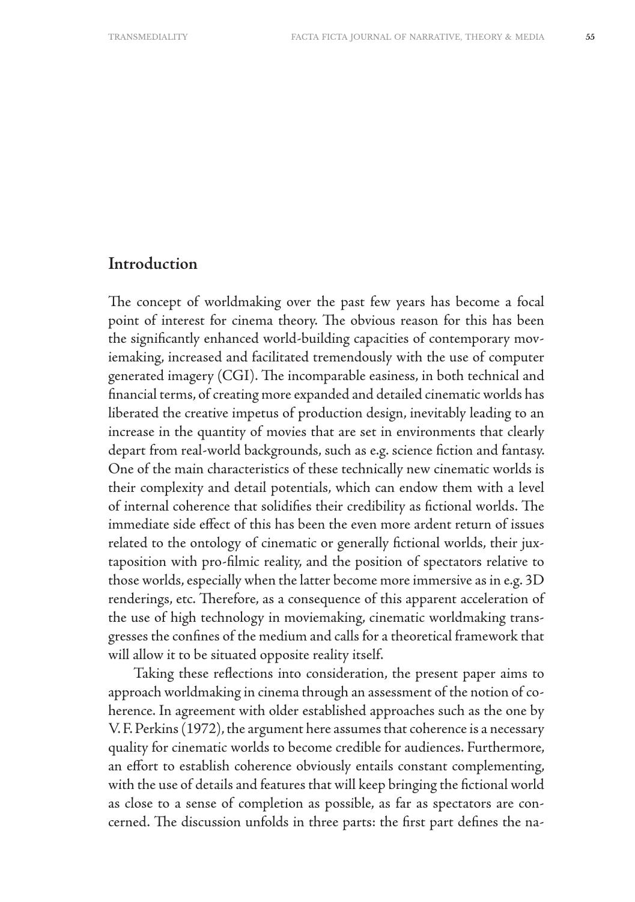## Introduction

The concept of worldmaking over the past few years has become a focal point of interest for cinema theory. The obvious reason for this has been the significantly enhanced world-building capacities of contemporary moviemaking, increased and facilitated tremendously with the use of computer generated imagery (CGI). The incomparable easiness, in both technical and financial terms, of creating more expanded and detailed cinematic worlds has liberated the creative impetus of production design, inevitably leading to an increase in the quantity of movies that are set in environments that clearly depart from real-world backgrounds, such as e.g. science fiction and fantasy. One of the main characteristics of these technically new cinematic worlds is their complexity and detail potentials, which can endow them with a level of internal coherence that solidifies their credibility as fictional worlds. The immediate side effect of this has been the even more ardent return of issues related to the ontology of cinematic or generally fictional worlds, their juxtaposition with pro-filmic reality, and the position of spectators relative to those worlds, especially when the latter become more immersive as in e.g. 3D renderings, etc. Therefore, as a consequence of this apparent acceleration of the use of high technology in moviemaking, cinematic worldmaking transgresses the confines of the medium and calls for a theoretical framework that will allow it to be situated opposite reality itself.

Taking these reflections into consideration, the present paper aims to approach worldmaking in cinema through an assessment of the notion of coherence. In agreement with older established approaches such as the one by V. F. Perkins (1972), the argument here assumes that coherence is a necessary quality for cinematic worlds to become credible for audiences. Furthermore, an effort to establish coherence obviously entails constant complementing, with the use of details and features that will keep bringing the fictional world as close to a sense of completion as possible, as far as spectators are concerned. The discussion unfolds in three parts: the first part defines the na-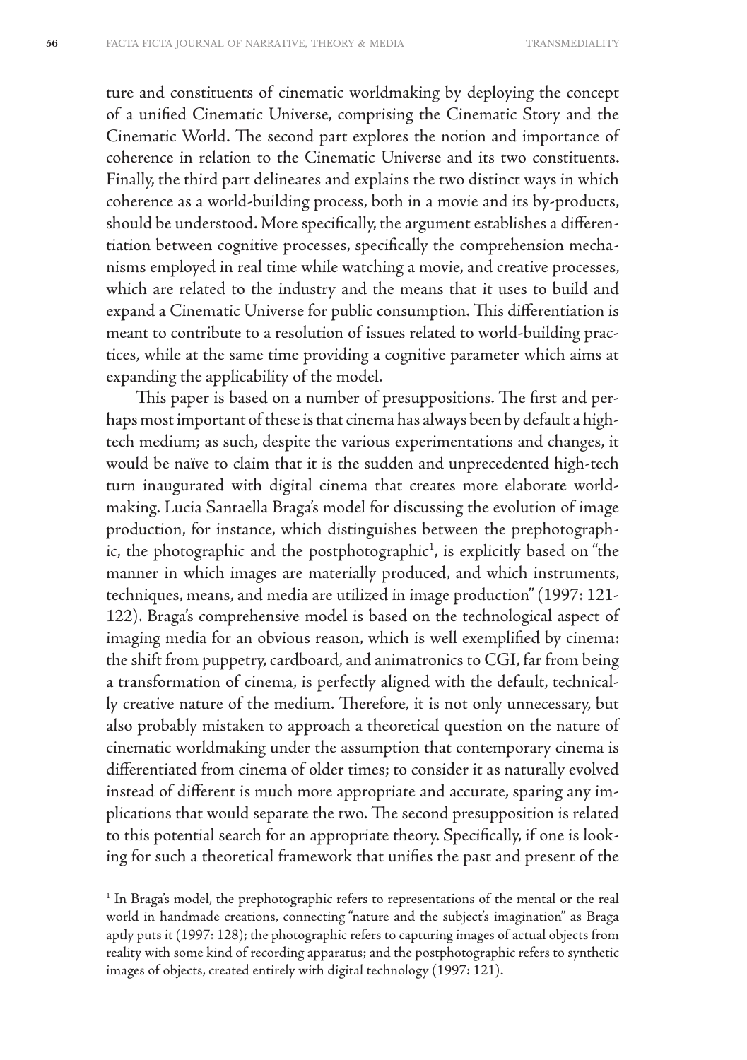ture and constituents of cinematic worldmaking by deploying the concept of a unified Cinematic Universe, comprising the Cinematic Story and the Cinematic World. The second part explores the notion and importance of coherence in relation to the Cinematic Universe and its two constituents. Finally, the third part delineates and explains the two distinct ways in which coherence as a world-building process, both in a movie and its by-products, should be understood. More specifically, the argument establishes a differentiation between cognitive processes, specifically the comprehension mechanisms employed in real time while watching a movie, and creative processes, which are related to the industry and the means that it uses to build and expand a Cinematic Universe for public consumption. This differentiation is meant to contribute to a resolution of issues related to world-building practices, while at the same time providing a cognitive parameter which aims at expanding the applicability of the model.

This paper is based on a number of presuppositions. The first and perhaps most important of these is that cinema has always been by default a high-tech medium; as such, despite the various experimentations and changes, it would be naïve to claim that it is the sudden and unprecedented high-tech turn inaugurated with digital cinema that creates more elaborate worldmaking. Lucia Santaella Braga's model for discussing the evolution of image production, for instance, which distinguishes between the prephotographic, the photographic and the postphotographic[1], is explicitly based on "the manner in which images are materially produced, and which instruments, techniques, means, and media are utilized in image production" (1997: 121-122). Braga's comprehensive model is based on the technological aspect of imaging media for an obvious reason, which is well exemplified by cinema: the shift from puppetry, cardboard, and animatronics to CGI, far from being a transformation of cinema, is perfectly aligned with the default, technically creative nature of the medium. Therefore, it is not only unnecessary, but also probably mistaken to approach a theoretical question on the nature of cinematic worldmaking under the assumption that contemporary cinema is differentiated from cinema of older times; to consider it as naturally evolved instead of different is much more appropriate and accurate, sparing any implications that would separate the two. The second presupposition is related to this potential search for an appropriate theory. Specifically, if one is looking for such a theoretical framework that unifies the past and present of the

[1] In Braga's model, the prephotographic refers to representations of the mental or the real world in handmade creations, connecting "nature and the subject's imagination" as Braga aptly puts it (1997: 128); the photographic refers to capturing images of actual objects from reality with some kind of recording apparatus; and the postphotographic refers to synthetic images of objects, created entirely with digital technology (1997: 121).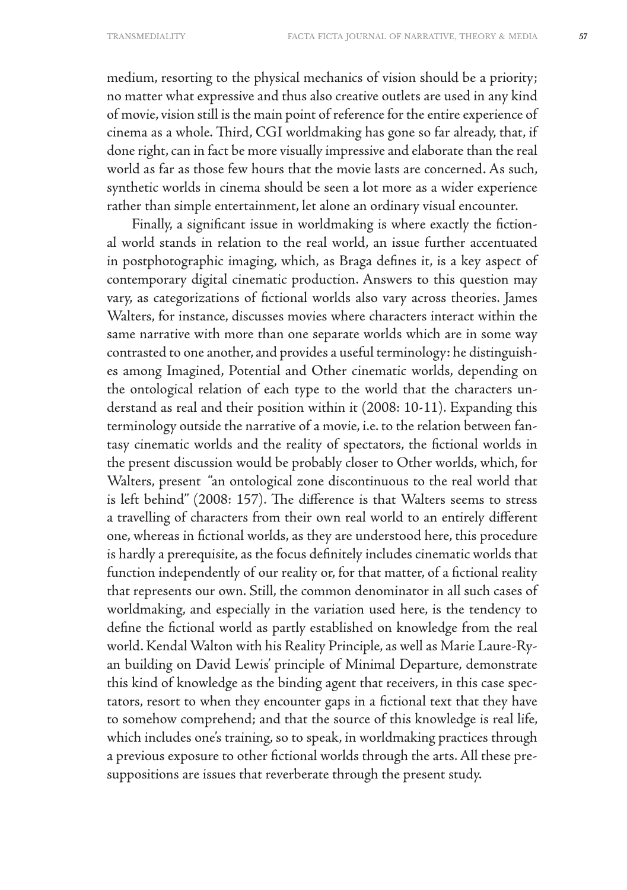medium, resorting to the physical mechanics of vision should be a priority; no matter what expressive and thus also creative outlets are used in any kind of movie, vision still is the main point of reference for the entire experience of cinema as a whole. Third, CGI worldmaking has gone so far already, that, if done right, can in fact be more visually impressive and elaborate than the real world as far as those few hours that the movie lasts are concerned. As such, synthetic worlds in cinema should be seen a lot more as a wider experience rather than simple entertainment, let alone an ordinary visual encounter.

Finally, a significant issue in worldmaking is where exactly the fictional world stands in relation to the real world, an issue further accentuated in postphotographic imaging, which, as Braga defines it, is a key aspect of contemporary digital cinematic production. Answers to this question may vary, as categorizations of fictional worlds also vary across theories. James Walters, for instance, discusses movies where characters interact within the same narrative with more than one separate worlds which are in some way contrasted to one another, and provides a useful terminology: he distinguishes among Imagined, Potential and Other cinematic worlds, depending on the ontological relation of each type to the world that the characters understand as real and their position within it (2008: 10-11). Expanding this terminology outside the narrative of a movie, i.e. to the relation between fantasy cinematic worlds and the reality of spectators, the fictional worlds in the present discussion would be probably closer to Other worlds, which, for Walters, present "an ontological zone discontinuous to the real world that is left behind" (2008: 157). The difference is that Walters seems to stress a travelling of characters from their own real world to an entirely different one, whereas in fictional worlds, as they are understood here, this procedure is hardly a prerequisite, as the focus definitely includes cinematic worlds that function independently of our reality or, for that matter, of a fictional reality that represents our own. Still, the common denominator in all such cases of worldmaking, and especially in the variation used here, is the tendency to define the fictional world as partly established on knowledge from the real world. Kendal Walton with his Reality Principle, as well as Marie Laure-Ryan building on David Lewis' principle of Minimal Departure, demonstrate this kind of knowledge as the binding agent that receivers, in this case spectators, resort to when they encounter gaps in a fictional text that they have to somehow comprehend; and that the source of this knowledge is real life, which includes one's training, so to speak, in worldmaking practices through a previous exposure to other fictional worlds through the arts. All these presuppositions are issues that reverberate through the present study.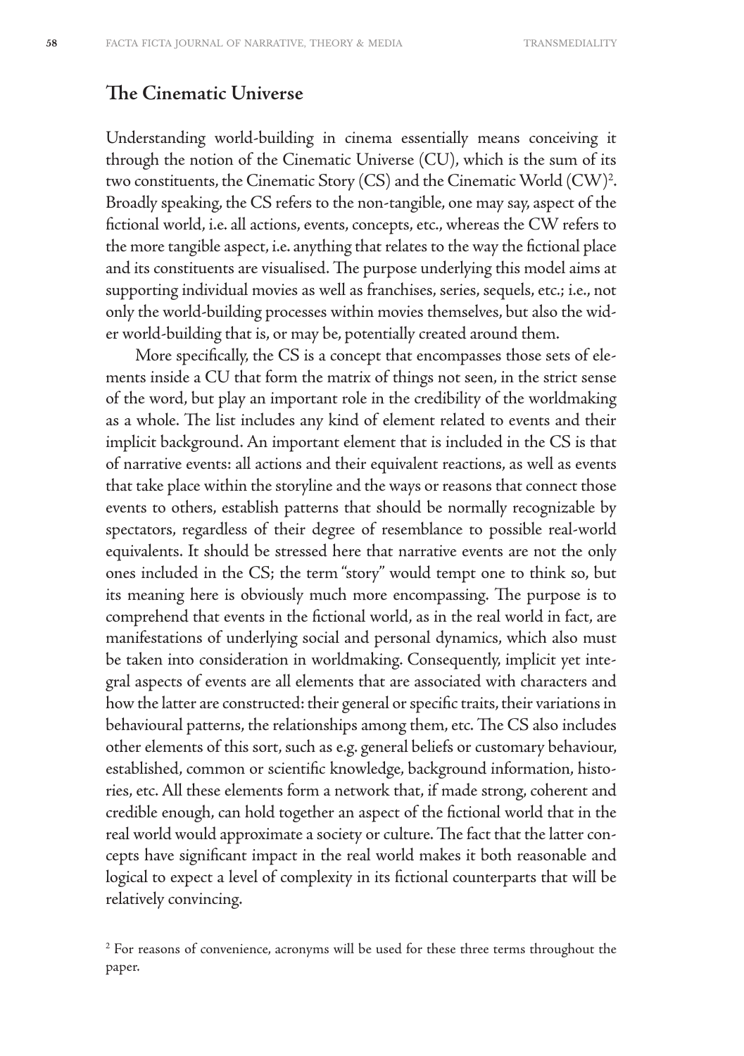## The Cinematic Universe

Understanding world-building in cinema essentially means conceiving it through the notion of the Cinematic Universe (CU), which is the sum of its two constituents, the Cinematic Story (CS) and the Cinematic World (CW)[2]. Broadly speaking, the CS refers to the non-tangible, one may say, aspect of the fictional world, i.e. all actions, events, concepts, etc., whereas the CW refers to the more tangible aspect, i.e. anything that relates to the way the fictional place and its constituents are visualised. The purpose underlying this model aims at supporting individual movies as well as franchises, series, sequels, etc.; i.e., not only the world-building processes within movies themselves, but also the wider world-building that is, or may be, potentially created around them.

More specifically, the CS is a concept that encompasses those sets of elements inside a CU that form the matrix of things not seen, in the strict sense of the word, but play an important role in the credibility of the worldmaking as a whole. The list includes any kind of element related to events and their implicit background. An important element that is included in the CS is that of narrative events: all actions and their equivalent reactions, as well as events that take place within the storyline and the ways or reasons that connect those events to others, establish patterns that should be normally recognizable by spectators, regardless of their degree of resemblance to possible real-world equivalents. It should be stressed here that narrative events are not the only ones included in the CS; the term "story" would tempt one to think so, but its meaning here is obviously much more encompassing. The purpose is to comprehend that events in the fictional world, as in the real world in fact, are manifestations of underlying social and personal dynamics, which also must be taken into consideration in worldmaking. Consequently, implicit yet integral aspects of events are all elements that are associated with characters and how the latter are constructed: their general or specific traits, their variations in behavioural patterns, the relationships among them, etc. The CS also includes other elements of this sort, such as e.g. general beliefs or customary behaviour, established, common or scientific knowledge, background information, histories, etc. All these elements form a network that, if made strong, coherent and credible enough, can hold together an aspect of the fictional world that in the real world would approximate a society or culture. The fact that the latter concepts have significant impact in the real world makes it both reasonable and logical to expect a level of complexity in its fictional counterparts that will be relatively convincing.

[2] For reasons of convenience, acronyms will be used for these three terms throughout the paper.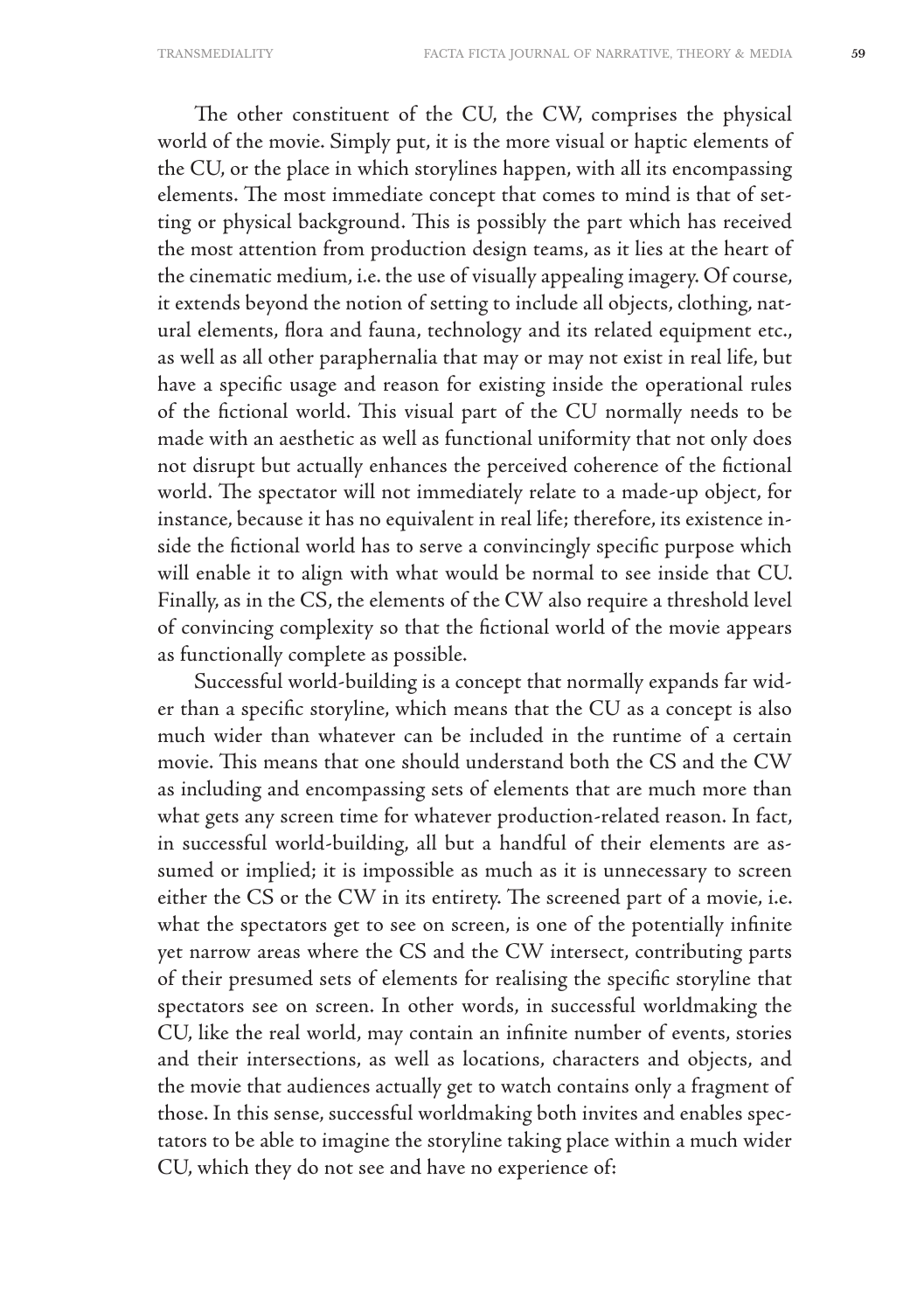The other constituent of the CU, the CW, comprises the physical world of the movie. Simply put, it is the more visual or haptic elements of the CU, or the place in which storylines happen, with all its encompassing elements. The most immediate concept that comes to mind is that of setting or physical background. This is possibly the part which has received the most attention from production design teams, as it lies at the heart of the cinematic medium, i.e. the use of visually appealing imagery. Of course, it extends beyond the notion of setting to include all objects, clothing, natural elements, flora and fauna, technology and its related equipment etc., as well as all other paraphernalia that may or may not exist in real life, but have a specific usage and reason for existing inside the operational rules of the fictional world. This visual part of the CU normally needs to be made with an aesthetic as well as functional uniformity that not only does not disrupt but actually enhances the perceived coherence of the fictional world. The spectator will not immediately relate to a made-up object, for instance, because it has no equivalent in real life; therefore, its existence inside the fictional world has to serve a convincingly specific purpose which will enable it to align with what would be normal to see inside that CU. Finally, as in the CS, the elements of the CW also require a threshold level of convincing complexity so that the fictional world of the movie appears as functionally complete as possible.

Successful world-building is a concept that normally expands far wider than a specific storyline, which means that the CU as a concept is also much wider than whatever can be included in the runtime of a certain movie. This means that one should understand both the CS and the CW as including and encompassing sets of elements that are much more than what gets any screen time for whatever production-related reason. In fact, in successful world-building, all but a handful of their elements are assumed or implied; it is impossible as much as it is unnecessary to screen either the CS or the CW in its entirety. The screened part of a movie, i.e. what the spectators get to see on screen, is one of the potentially infinite yet narrow areas where the CS and the CW intersect, contributing parts of their presumed sets of elements for realising the specific storyline that spectators see on screen. In other words, in successful worldmaking the CU, like the real world, may contain an infinite number of events, stories and their intersections, as well as locations, characters and objects, and the movie that audiences actually get to watch contains only a fragment of those. In this sense, successful worldmaking both invites and enables spectators to be able to imagine the storyline taking place within a much wider CU, which they do not see and have no experience of: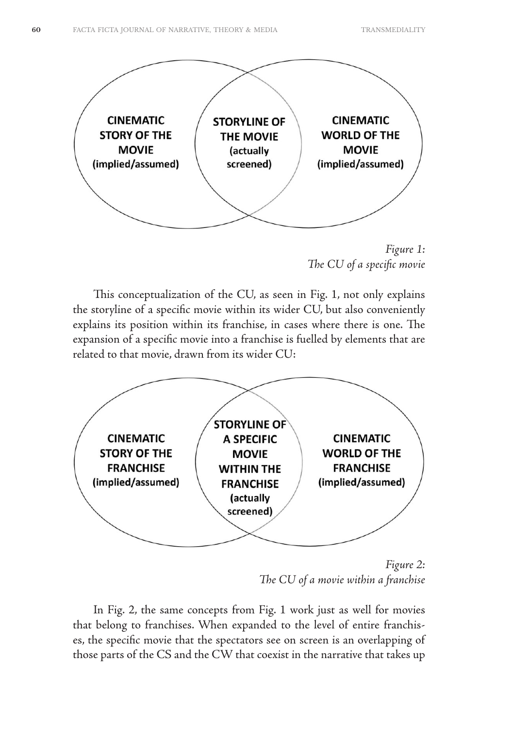**CINEMATIC STORY OF THE MOVIE** (implied/assumed)

**STORYLINE OF THE MOVIE** (actually screened)

**CINEMATIC WORLD OF THE MOVIE** (implied/assumed)

*Figure 1:*
*The CU of a specific movie*

This conceptualization of the CU, as seen in Fig. 1, not only explains the storyline of a specific movie within its wider CU, but also conveniently explains its position within its franchise, in cases where there is one. The expansion of a specific movie into a franchise is fuelled by elements that are related to that movie, drawn from its wider CU:

**CINEMATIC STORY OF THE FRANCHISE** (implied/assumed)

**STORYLINE OF A SPECIFIC MOVIE WITHIN THE FRANCHISE** (actually screened)

**CINEMATIC WORLD OF THE FRANCHISE** (implied/assumed)

*Figure 2:*
*The CU of a movie within a franchise*

In Fig. 2, the same concepts from Fig. 1 work just as well for movies that belong to franchises. When expanded to the level of entire franchises, the specific movie that the spectators see on screen is an overlapping of those parts of the CS and the CW that coexist in the narrative that takes up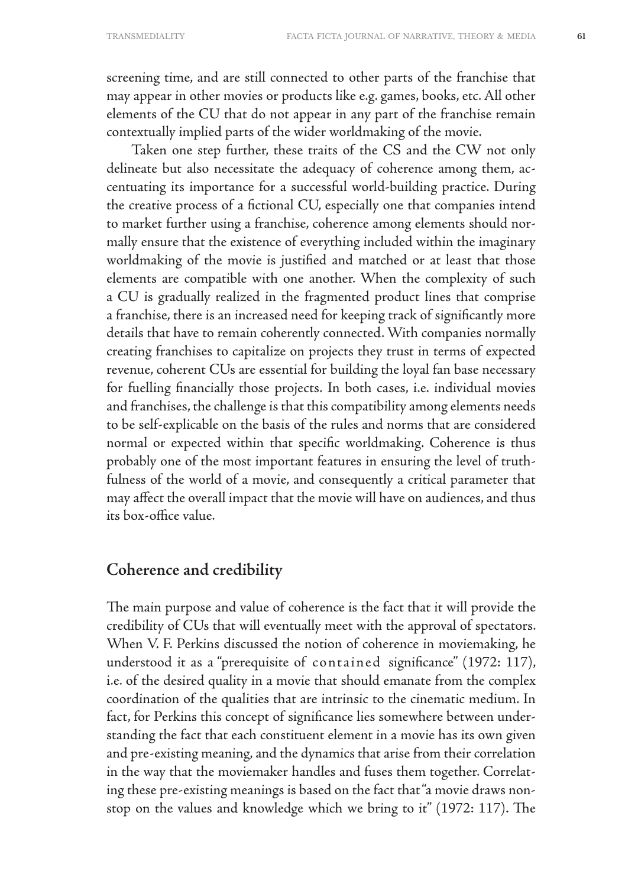screening time, and are still connected to other parts of the franchise that may appear in other movies or products like e.g. games, books, etc. All other elements of the CU that do not appear in any part of the franchise remain contextually implied parts of the wider worldmaking of the movie.

Taken one step further, these traits of the CS and the CW not only delineate but also necessitate the adequacy of coherence among them, accentuating its importance for a successful world-building practice. During the creative process of a fictional CU, especially one that companies intend to market further using a franchise, coherence among elements should normally ensure that the existence of everything included within the imaginary worldmaking of the movie is justified and matched or at least that those elements are compatible with one another. When the complexity of such a CU is gradually realized in the fragmented product lines that comprise a franchise, there is an increased need for keeping track of significantly more details that have to remain coherently connected. With companies normally creating franchises to capitalize on projects they trust in terms of expected revenue, coherent CUs are essential for building the loyal fan base necessary for fuelling financially those projects. In both cases, i.e. individual movies and franchises, the challenge is that this compatibility among elements needs to be self-explicable on the basis of the rules and norms that are considered normal or expected within that specific worldmaking. Coherence is thus probably one of the most important features in ensuring the level of truthfulness of the world of a movie, and consequently a critical parameter that may affect the overall impact that the movie will have on audiences, and thus its box-office value.

## Coherence and credibility

The main purpose and value of coherence is the fact that it will provide the credibility of CUs that will eventually meet with the approval of spectators. When V. F. Perkins discussed the notion of coherence in moviemaking, he understood it as a "prerequisite of contained significance" (1972: 117), i.e. of the desired quality in a movie that should emanate from the complex coordination of the qualities that are intrinsic to the cinematic medium. In fact, for Perkins this concept of significance lies somewhere between understanding the fact that each constituent element in a movie has its own given and pre-existing meaning, and the dynamics that arise from their correlation in the way that the moviemaker handles and fuses them together. Correlating these pre-existing meanings is based on the fact that "a movie draws nonstop on the values and knowledge which we bring to it" (1972: 117). The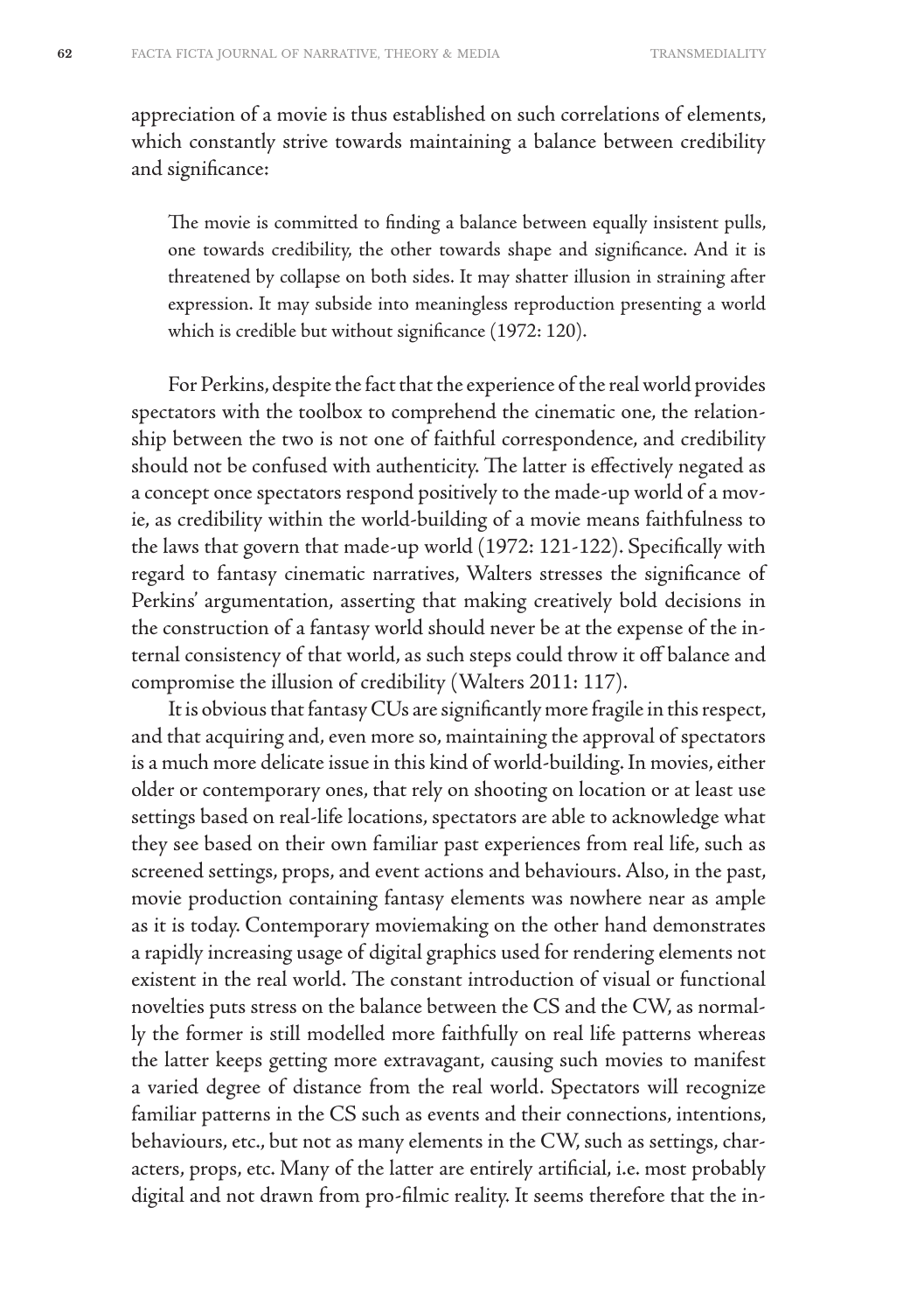appreciation of a movie is thus established on such correlations of elements, which constantly strive towards maintaining a balance between credibility and significance:

> The movie is committed to finding a balance between equally insistent pulls, one towards credibility, the other towards shape and significance. And it is threatened by collapse on both sides. It may shatter illusion in straining after expression. It may subside into meaningless reproduction presenting a world which is credible but without significance (1972: 120).

For Perkins, despite the fact that the experience of the real world provides spectators with the toolbox to comprehend the cinematic one, the relationship between the two is not one of faithful correspondence, and credibility should not be confused with authenticity. The latter is effectively negated as a concept once spectators respond positively to the made-up world of a movie, as credibility within the world-building of a movie means faithfulness to the laws that govern that made-up world (1972: 121-122). Specifically with regard to fantasy cinematic narratives, Walters stresses the significance of Perkins' argumentation, asserting that making creatively bold decisions in the construction of a fantasy world should never be at the expense of the internal consistency of that world, as such steps could throw it off balance and compromise the illusion of credibility (Walters 2011: 117).

It is obvious that fantasy CUs are significantly more fragile in this respect, and that acquiring and, even more so, maintaining the approval of spectators is a much more delicate issue in this kind of world-building. In movies, either older or contemporary ones, that rely on shooting on location or at least use settings based on real-life locations, spectators are able to acknowledge what they see based on their own familiar past experiences from real life, such as screened settings, props, and event actions and behaviours. Also, in the past, movie production containing fantasy elements was nowhere near as ample as it is today. Contemporary moviemaking on the other hand demonstrates a rapidly increasing usage of digital graphics used for rendering elements not existent in the real world. The constant introduction of visual or functional novelties puts stress on the balance between the CS and the CW, as normally the former is still modelled more faithfully on real life patterns whereas the latter keeps getting more extravagant, causing such movies to manifest a varied degree of distance from the real world. Spectators will recognize familiar patterns in the CS such as events and their connections, intentions, behaviours, etc., but not as many elements in the CW, such as settings, characters, props, etc. Many of the latter are entirely artificial, i.e. most probably digital and not drawn from pro-filmic reality. It seems therefore that the in-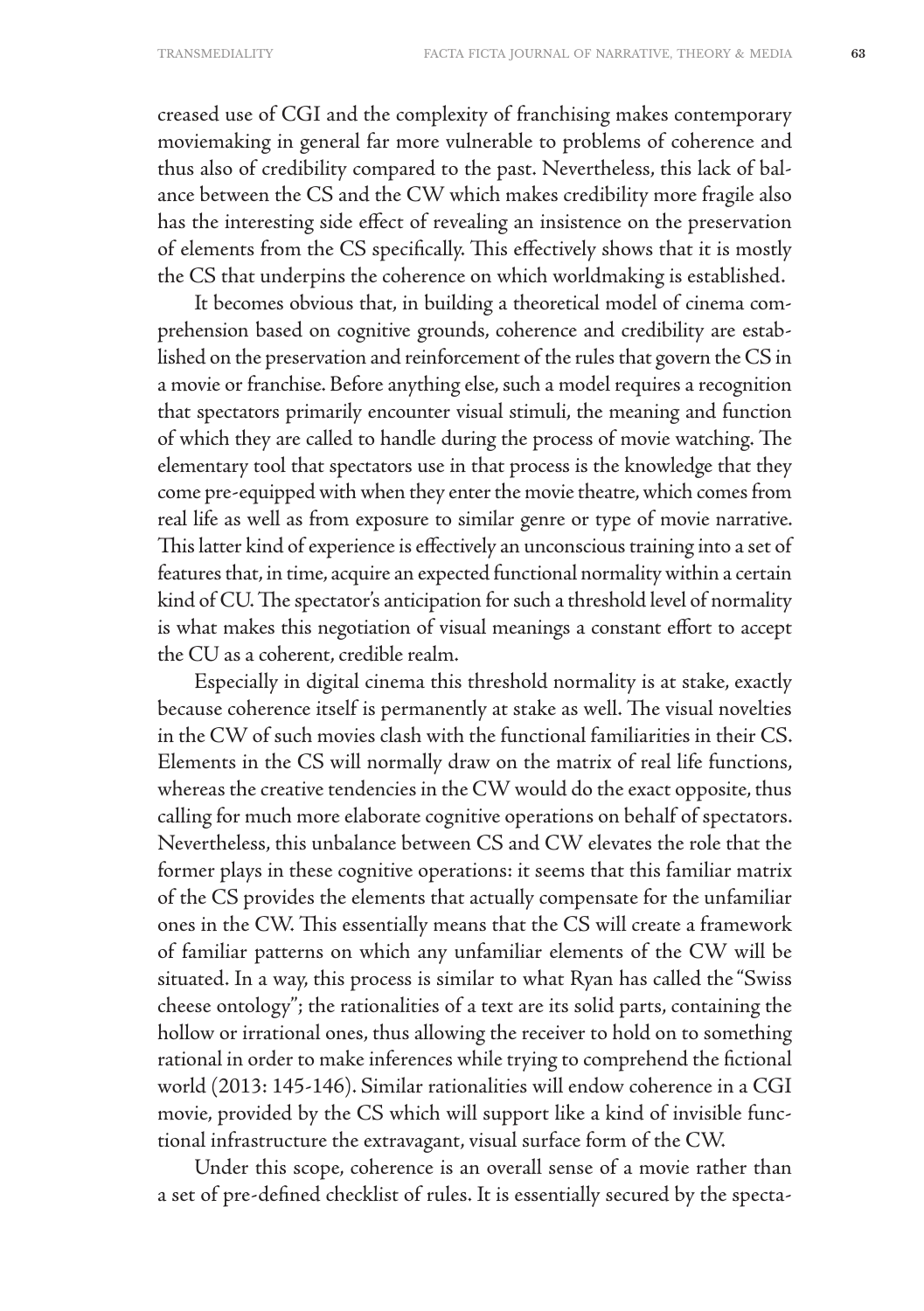creased use of CGI and the complexity of franchising makes contemporary moviemaking in general far more vulnerable to problems of coherence and thus also of credibility compared to the past. Nevertheless, this lack of balance between the CS and the CW which makes credibility more fragile also has the interesting side effect of revealing an insistence on the preservation of elements from the CS specifically. This effectively shows that it is mostly the CS that underpins the coherence on which worldmaking is established.

It becomes obvious that, in building a theoretical model of cinema comprehension based on cognitive grounds, coherence and credibility are established on the preservation and reinforcement of the rules that govern the CS in a movie or franchise. Before anything else, such a model requires a recognition that spectators primarily encounter visual stimuli, the meaning and function of which they are called to handle during the process of movie watching. The elementary tool that spectators use in that process is the knowledge that they come pre-equipped with when they enter the movie theatre, which comes from real life as well as from exposure to similar genre or type of movie narrative. This latter kind of experience is effectively an unconscious training into a set of features that, in time, acquire an expected functional normality within a certain kind of CU. The spectator's anticipation for such a threshold level of normality is what makes this negotiation of visual meanings a constant effort to accept the CU as a coherent, credible realm.

Especially in digital cinema this threshold normality is at stake, exactly because coherence itself is permanently at stake as well. The visual novelties in the CW of such movies clash with the functional familiarities in their CS. Elements in the CS will normally draw on the matrix of real life functions, whereas the creative tendencies in the CW would do the exact opposite, thus calling for much more elaborate cognitive operations on behalf of spectators. Nevertheless, this unbalance between CS and CW elevates the role that the former plays in these cognitive operations: it seems that this familiar matrix of the CS provides the elements that actually compensate for the unfamiliar ones in the CW. This essentially means that the CS will create a framework of familiar patterns on which any unfamiliar elements of the CW will be situated. In a way, this process is similar to what Ryan has called the "Swiss cheese ontology"; the rationalities of a text are its solid parts, containing the hollow or irrational ones, thus allowing the receiver to hold on to something rational in order to make inferences while trying to comprehend the fictional world (2013: 145-146). Similar rationalities will endow coherence in a CGI movie, provided by the CS which will support like a kind of invisible functional infrastructure the extravagant, visual surface form of the CW.

Under this scope, coherence is an overall sense of a movie rather than a set of pre-defined checklist of rules. It is essentially secured by the specta-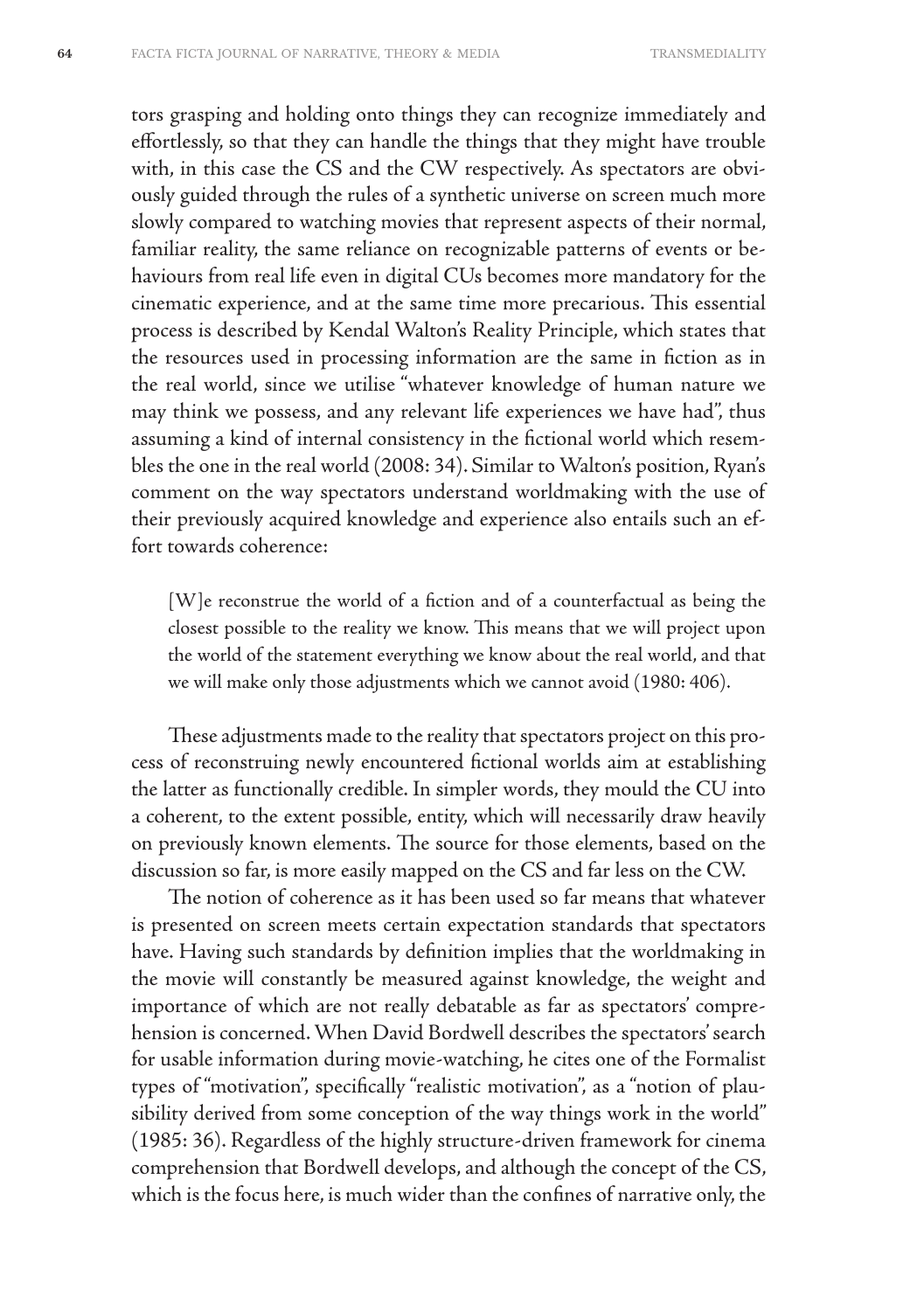tors grasping and holding onto things they can recognize immediately and effortlessly, so that they can handle the things that they might have trouble with, in this case the CS and the CW respectively. As spectators are obviously guided through the rules of a synthetic universe on screen much more slowly compared to watching movies that represent aspects of their normal, familiar reality, the same reliance on recognizable patterns of events or behaviours from real life even in digital CUs becomes more mandatory for the cinematic experience, and at the same time more precarious. This essential process is described by Kendal Walton's Reality Principle, which states that the resources used in processing information are the same in fiction as in the real world, since we utilise "whatever knowledge of human nature we may think we possess, and any relevant life experiences we have had", thus assuming a kind of internal consistency in the fictional world which resembles the one in the real world (2008: 34). Similar to Walton's position, Ryan's comment on the way spectators understand worldmaking with the use of their previously acquired knowledge and experience also entails such an effort towards coherence:

> [W]e reconstrue the world of a fiction and of a counterfactual as being the closest possible to the reality we know. This means that we will project upon the world of the statement everything we know about the real world, and that we will make only those adjustments which we cannot avoid (1980: 406).

These adjustments made to the reality that spectators project on this process of reconstruing newly encountered fictional worlds aim at establishing the latter as functionally credible. In simpler words, they mould the CU into a coherent, to the extent possible, entity, which will necessarily draw heavily on previously known elements. The source for those elements, based on the discussion so far, is more easily mapped on the CS and far less on the CW.

The notion of coherence as it has been used so far means that whatever is presented on screen meets certain expectation standards that spectators have. Having such standards by definition implies that the worldmaking in the movie will constantly be measured against knowledge, the weight and importance of which are not really debatable as far as spectators' comprehension is concerned. When David Bordwell describes the spectators' search for usable information during movie-watching, he cites one of the Formalist types of "motivation", specifically "realistic motivation", as a "notion of plausibility derived from some conception of the way things work in the world" (1985: 36). Regardless of the highly structure-driven framework for cinema comprehension that Bordwell develops, and although the concept of the CS, which is the focus here, is much wider than the confines of narrative only, the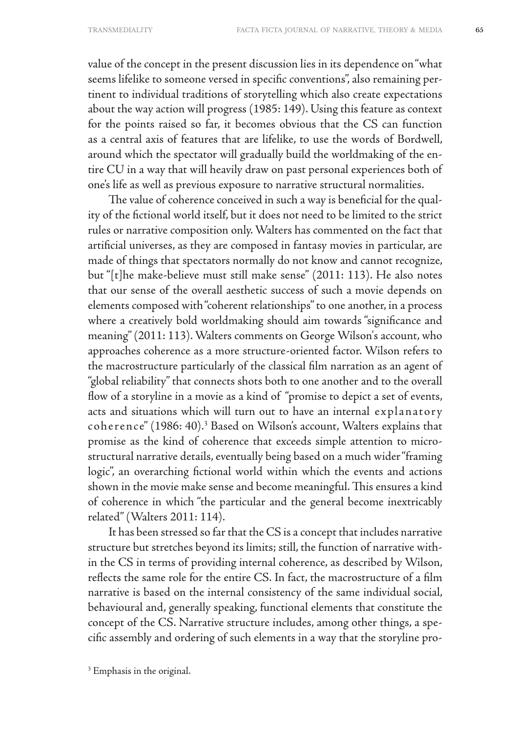value of the concept in the present discussion lies in its dependence on "what seems lifelike to someone versed in specific conventions", also remaining pertinent to individual traditions of storytelling which also create expectations about the way action will progress (1985: 149). Using this feature as context for the points raised so far, it becomes obvious that the CS can function as a central axis of features that are lifelike, to use the words of Bordwell, around which the spectator will gradually build the worldmaking of the entire CU in a way that will heavily draw on past personal experiences both of one's life as well as previous exposure to narrative structural normalities.

The value of coherence conceived in such a way is beneficial for the quality of the fictional world itself, but it does not need to be limited to the strict rules or narrative composition only. Walters has commented on the fact that artificial universes, as they are composed in fantasy movies in particular, are made of things that spectators normally do not know and cannot recognize, but "[t]he make-believe must still make sense" (2011: 113). He also notes that our sense of the overall aesthetic success of such a movie depends on elements composed with "coherent relationships" to one another, in a process where a creatively bold worldmaking should aim towards "significance and meaning" (2011: 113). Walters comments on George Wilson's account, who approaches coherence as a more structure-oriented factor. Wilson refers to the macrostructure particularly of the classical film narration as an agent of "global reliability" that connects shots both to one another and to the overall flow of a storyline in a movie as a kind of "promise to depict a set of events, acts and situations which will turn out to have an internal e x p l a n a t o r y c o h e r e n c e" (1986: 40).[3] Based on Wilson's account, Walters explains that promise as the kind of coherence that exceeds simple attention to microstructural narrative details, eventually being based on a much wider "framing logic", an overarching fictional world within which the events and actions shown in the movie make sense and become meaningful. This ensures a kind of coherence in which "the particular and the general become inextricably related" (Walters 2011: 114).

It has been stressed so far that the CS is a concept that includes narrative structure but stretches beyond its limits; still, the function of narrative within the CS in terms of providing internal coherence, as described by Wilson, reflects the same role for the entire CS. In fact, the macrostructure of a film narrative is based on the internal consistency of the same individual social, behavioural and, generally speaking, functional elements that constitute the concept of the CS. Narrative structure includes, among other things, a specific assembly and ordering of such elements in a way that the storyline pro-

[3] Emphasis in the original.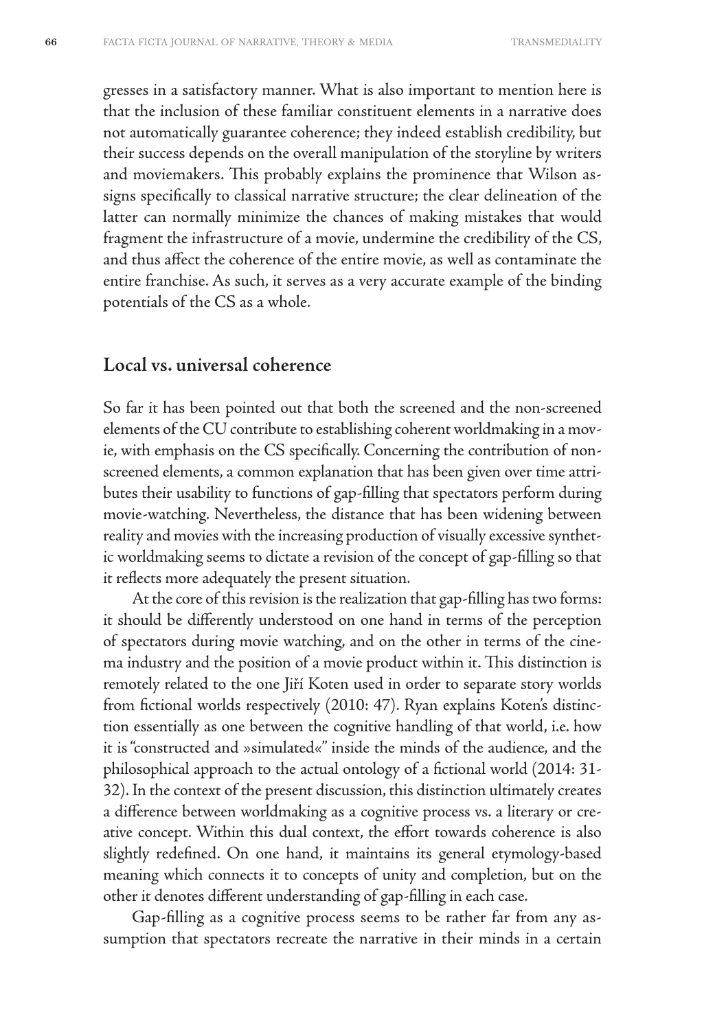gresses in a satisfactory manner. What is also important to mention here is that the inclusion of these familiar constituent elements in a narrative does not automatically guarantee coherence; they indeed establish credibility, but their success depends on the overall manipulation of the storyline by writers and moviemakers. This probably explains the prominence that Wilson assigns specifically to classical narrative structure; the clear delineation of the latter can normally minimize the chances of making mistakes that would fragment the infrastructure of a movie, undermine the credibility of the CS, and thus affect the coherence of the entire movie, as well as contaminate the entire franchise. As such, it serves as a very accurate example of the binding potentials of the CS as a whole.

## Local vs. universal coherence

So far it has been pointed out that both the screened and the non-screened elements of the CU contribute to establishing coherent worldmaking in a movie, with emphasis on the CS specifically. Concerning the contribution of non-screened elements, a common explanation that has been given over time attributes their usability to functions of gap-filling that spectators perform during movie-watching. Nevertheless, the distance that has been widening between reality and movies with the increasing production of visually excessive synthetic worldmaking seems to dictate a revision of the concept of gap-filling so that it reflects more adequately the present situation.

At the core of this revision is the realization that gap-filling has two forms: it should be differently understood on one hand in terms of the perception of spectators during movie watching, and on the other in terms of the cinema industry and the position of a movie product within it. This distinction is remotely related to the one Jiří Koten used in order to separate story worlds from fictional worlds respectively (2010: 47). Ryan explains Koten's distinction essentially as one between the cognitive handling of that world, i.e. how it is "constructed and »simulated«" inside the minds of the audience, and the philosophical approach to the actual ontology of a fictional world (2014: 31-32). In the context of the present discussion, this distinction ultimately creates a difference between worldmaking as a cognitive process vs. a literary or creative concept. Within this dual context, the effort towards coherence is also slightly redefined. On one hand, it maintains its general etymology-based meaning which connects it to concepts of unity and completion, but on the other it denotes different understanding of gap-filling in each case.

Gap-filling as a cognitive process seems to be rather far from any assumption that spectators recreate the narrative in their minds in a certain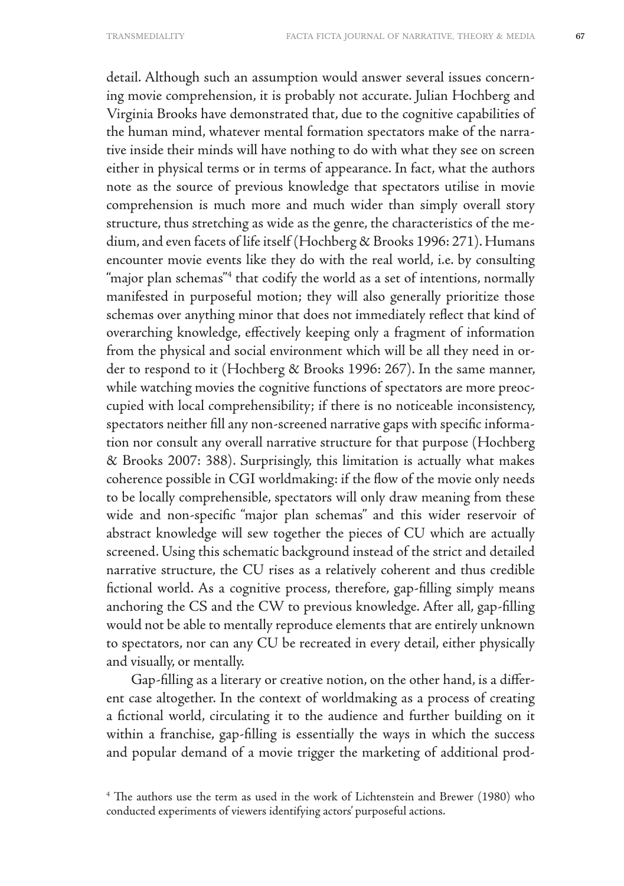detail. Although such an assumption would answer several issues concerning movie comprehension, it is probably not accurate. Julian Hochberg and Virginia Brooks have demonstrated that, due to the cognitive capabilities of the human mind, whatever mental formation spectators make of the narrative inside their minds will have nothing to do with what they see on screen either in physical terms or in terms of appearance. In fact, what the authors note as the source of previous knowledge that spectators utilise in movie comprehension is much more and much wider than simply overall story structure, thus stretching as wide as the genre, the characteristics of the medium, and even facets of life itself (Hochberg & Brooks 1996: 271). Humans encounter movie events like they do with the real world, i.e. by consulting "major plan schemas"[4] that codify the world as a set of intentions, normally manifested in purposeful motion; they will also generally prioritize those schemas over anything minor that does not immediately reflect that kind of overarching knowledge, effectively keeping only a fragment of information from the physical and social environment which will be all they need in order to respond to it (Hochberg & Brooks 1996: 267). In the same manner, while watching movies the cognitive functions of spectators are more preoccupied with local comprehensibility; if there is no noticeable inconsistency, spectators neither fill any non-screened narrative gaps with specific information nor consult any overall narrative structure for that purpose (Hochberg & Brooks 2007: 388). Surprisingly, this limitation is actually what makes coherence possible in CGI worldmaking: if the flow of the movie only needs to be locally comprehensible, spectators will only draw meaning from these wide and non-specific "major plan schemas" and this wider reservoir of abstract knowledge will sew together the pieces of CU which are actually screened. Using this schematic background instead of the strict and detailed narrative structure, the CU rises as a relatively coherent and thus credible fictional world. As a cognitive process, therefore, gap-filling simply means anchoring the CS and the CW to previous knowledge. After all, gap-filling would not be able to mentally reproduce elements that are entirely unknown to spectators, nor can any CU be recreated in every detail, either physically and visually, or mentally.

Gap-filling as a literary or creative notion, on the other hand, is a different case altogether. In the context of worldmaking as a process of creating a fictional world, circulating it to the audience and further building on it within a franchise, gap-filling is essentially the ways in which the success and popular demand of a movie trigger the marketing of additional prod-

[4] The authors use the term as used in the work of Lichtenstein and Brewer (1980) who conducted experiments of viewers identifying actors' purposeful actions.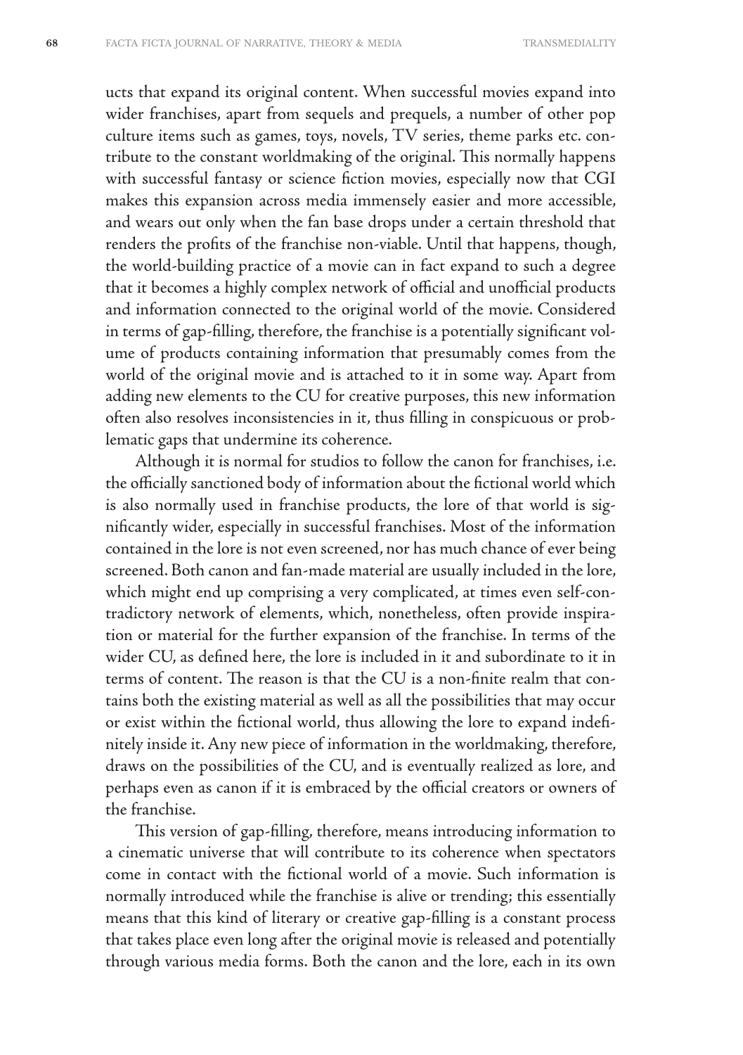ucts that expand its original content. When successful movies expand into wider franchises, apart from sequels and prequels, a number of other pop culture items such as games, toys, novels, TV series, theme parks etc. contribute to the constant worldmaking of the original. This normally happens with successful fantasy or science fiction movies, especially now that CGI makes this expansion across media immensely easier and more accessible, and wears out only when the fan base drops under a certain threshold that renders the profits of the franchise non-viable. Until that happens, though, the world-building practice of a movie can in fact expand to such a degree that it becomes a highly complex network of official and unofficial products and information connected to the original world of the movie. Considered in terms of gap-filling, therefore, the franchise is a potentially significant volume of products containing information that presumably comes from the world of the original movie and is attached to it in some way. Apart from adding new elements to the CU for creative purposes, this new information often also resolves inconsistencies in it, thus filling in conspicuous or problematic gaps that undermine its coherence.

Although it is normal for studios to follow the canon for franchises, i.e. the officially sanctioned body of information about the fictional world which is also normally used in franchise products, the lore of that world is significantly wider, especially in successful franchises. Most of the information contained in the lore is not even screened, nor has much chance of ever being screened. Both canon and fan-made material are usually included in the lore, which might end up comprising a very complicated, at times even self-contradictory network of elements, which, nonetheless, often provide inspiration or material for the further expansion of the franchise. In terms of the wider CU, as defined here, the lore is included in it and subordinate to it in terms of content. The reason is that the CU is a non-finite realm that contains both the existing material as well as all the possibilities that may occur or exist within the fictional world, thus allowing the lore to expand indefinitely inside it. Any new piece of information in the worldmaking, therefore, draws on the possibilities of the CU, and is eventually realized as lore, and perhaps even as canon if it is embraced by the official creators or owners of the franchise.

This version of gap-filling, therefore, means introducing information to a cinematic universe that will contribute to its coherence when spectators come in contact with the fictional world of a movie. Such information is normally introduced while the franchise is alive or trending; this essentially means that this kind of literary or creative gap-filling is a constant process that takes place even long after the original movie is released and potentially through various media forms. Both the canon and the lore, each in its own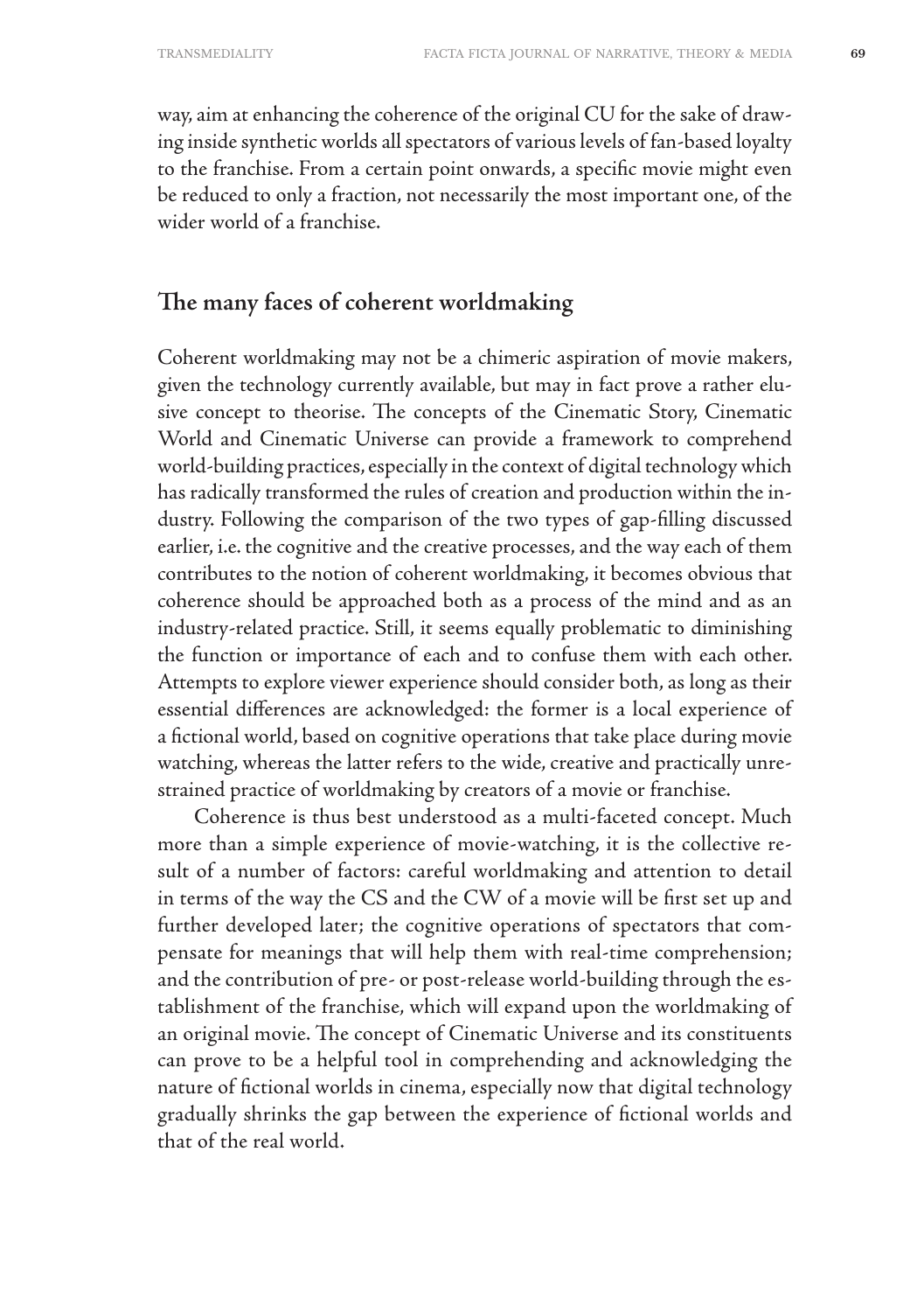way, aim at enhancing the coherence of the original CU for the sake of drawing inside synthetic worlds all spectators of various levels of fan-based loyalty to the franchise. From a certain point onwards, a specific movie might even be reduced to only a fraction, not necessarily the most important one, of the wider world of a franchise.

## The many faces of coherent worldmaking

Coherent worldmaking may not be a chimeric aspiration of movie makers, given the technology currently available, but may in fact prove a rather elusive concept to theorise. The concepts of the Cinematic Story, Cinematic World and Cinematic Universe can provide a framework to comprehend world-building practices, especially in the context of digital technology which has radically transformed the rules of creation and production within the industry. Following the comparison of the two types of gap-filling discussed earlier, i.e. the cognitive and the creative processes, and the way each of them contributes to the notion of coherent worldmaking, it becomes obvious that coherence should be approached both as a process of the mind and as an industry-related practice. Still, it seems equally problematic to diminishing the function or importance of each and to confuse them with each other. Attempts to explore viewer experience should consider both, as long as their essential differences are acknowledged: the former is a local experience of a fictional world, based on cognitive operations that take place during movie watching, whereas the latter refers to the wide, creative and practically unrestrained practice of worldmaking by creators of a movie or franchise.

Coherence is thus best understood as a multi-faceted concept. Much more than a simple experience of movie-watching, it is the collective result of a number of factors: careful worldmaking and attention to detail in terms of the way the CS and the CW of a movie will be first set up and further developed later; the cognitive operations of spectators that compensate for meanings that will help them with real-time comprehension; and the contribution of pre- or post-release world-building through the establishment of the franchise, which will expand upon the worldmaking of an original movie. The concept of Cinematic Universe and its constituents can prove to be a helpful tool in comprehending and acknowledging the nature of fictional worlds in cinema, especially now that digital technology gradually shrinks the gap between the experience of fictional worlds and that of the real world.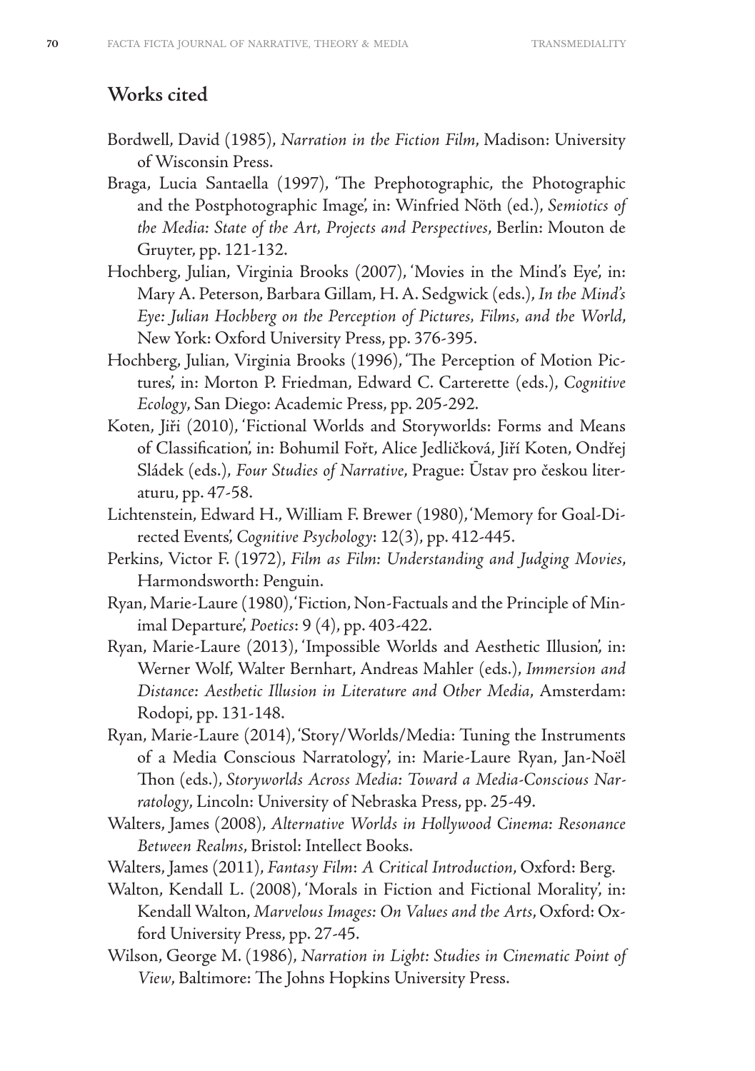## Works cited

Bordwell, David (1985), *Narration in the Fiction Film*, Madison: University of Wisconsin Press.

Braga, Lucia Santaella (1997), 'The Prephotographic, the Photographic and the Postphotographic Image', in: Winfried Nöth (ed.), *Semiotics of the Media: State of the Art, Projects and Perspectives*, Berlin: Mouton de Gruyter, pp. 121-132.

Hochberg, Julian, Virginia Brooks (2007), 'Movies in the Mind's Eye', in: Mary A. Peterson, Barbara Gillam, H. A. Sedgwick (eds.), *In the Mind's Eye: Julian Hochberg on the Perception of Pictures, Films, and the World*, New York: Oxford University Press, pp. 376-395.

Hochberg, Julian, Virginia Brooks (1996), 'The Perception of Motion Pictures', in: Morton P. Friedman, Edward C. Carterette (eds.), *Cognitive Ecology*, San Diego: Academic Press, pp. 205-292.

Koten, Jiři (2010), 'Fictional Worlds and Storyworlds: Forms and Means of Classification', in: Bohumil Fořt, Alice Jedličková, Jiří Koten, Ondřej Sládek (eds.), *Four Studies of Narrative*, Prague: Ūstav pro českou literaturu, pp. 47-58.

Lichtenstein, Edward H., William F. Brewer (1980), 'Memory for Goal-Directed Events', *Cognitive Psychology*: 12(3), pp. 412-445.

Perkins, Victor F. (1972), *Film as Film: Understanding and Judging Movies*, Harmondsworth: Penguin.

Ryan, Marie-Laure (1980), 'Fiction, Non-Factuals and the Principle of Minimal Departure', *Poetics*: 9 (4), pp. 403-422.

Ryan, Marie-Laure (2013), 'Impossible Worlds and Aesthetic Illusion', in: Werner Wolf, Walter Bernhart, Andreas Mahler (eds.), *Immersion and Distance: Aesthetic Illusion in Literature and Other Media*, Amsterdam: Rodopi, pp. 131-148.

Ryan, Marie-Laure (2014), 'Story/Worlds/Media: Tuning the Instruments of a Media Conscious Narratology', in: Marie-Laure Ryan, Jan-Noël Thon (eds.), *Storyworlds Across Media: Toward a Media-Conscious Narratology*, Lincoln: University of Nebraska Press, pp. 25-49.

Walters, James (2008), *Alternative Worlds in Hollywood Cinema: Resonance Between Realms*, Bristol: Intellect Books.

Walters, James (2011), *Fantasy Film: A Critical Introduction*, Oxford: Berg.

Walton, Kendall L. (2008), 'Morals in Fiction and Fictional Morality', in: Kendall Walton, *Marvelous Images: On Values and the Arts*, Oxford: Oxford University Press, pp. 27-45.

Wilson, George M. (1986), *Narration in Light: Studies in Cinematic Point of View*, Baltimore: The Johns Hopkins University Press.